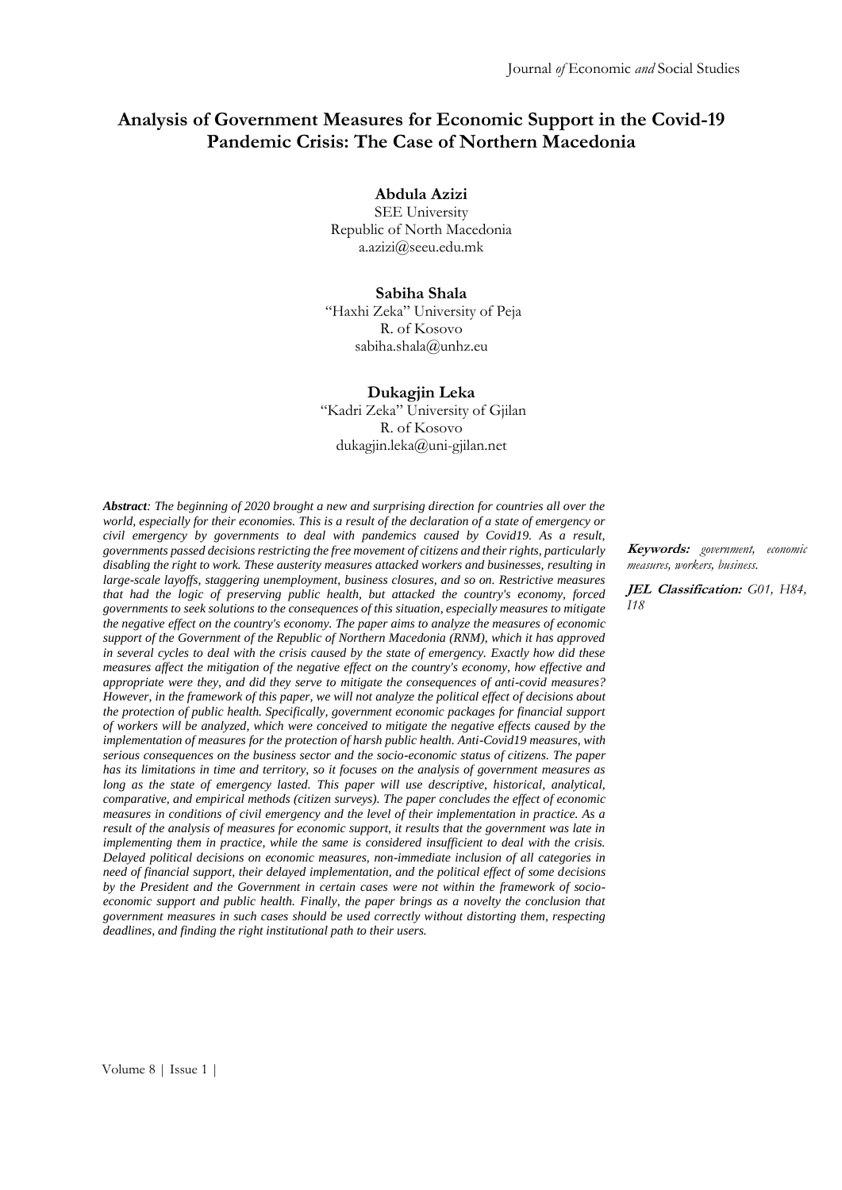# Analysis of Government Measures for Economic Support in the Covid-19 Pandemic Crisis: The Case of Northern Macedonia

**Abdula Azizi**
SEE University
Republic of North Macedonia
a.azizi@seeu.edu.mk

**Sabiha Shala**
"Haxhi Zeka" University of Peja
R. of Kosovo
sabiha.shala@unhz.eu

**Dukagjin Leka**
"Kadri Zeka" University of Gjilan
R. of Kosovo
dukagjin.leka@uni-gjilan.net

***Abstract**: The beginning of 2020 brought a new and surprising direction for countries all over the world, especially for their economies. This is a result of the declaration of a state of emergency or civil emergency by governments to deal with pandemics caused by Covid19. As a result, governments passed decisions restricting the free movement of citizens and their rights, particularly disabling the right to work. These austerity measures attacked workers and businesses, resulting in large-scale layoffs, staggering unemployment, business closures, and so on. Restrictive measures that had the logic of preserving public health, but attacked the country's economy, forced governments to seek solutions to the consequences of this situation, especially measures to mitigate the negative effect on the country's economy. The paper aims to analyze the measures of economic support of the Government of the Republic of Northern Macedonia (RNM), which it has approved in several cycles to deal with the crisis caused by the state of emergency. Exactly how did these measures affect the mitigation of the negative effect on the country's economy, how effective and appropriate were they, and did they serve to mitigate the consequences of anti-covid measures? However, in the framework of this paper, we will not analyze the political effect of decisions about the protection of public health. Specifically, government economic packages for financial support of workers will be analyzed, which were conceived to mitigate the negative effects caused by the implementation of measures for the protection of harsh public health. Anti-Covid19 measures, with serious consequences on the business sector and the socio-economic status of citizens. The paper has its limitations in time and territory, so it focuses on the analysis of government measures as long as the state of emergency lasted. This paper will use descriptive, historical, analytical, comparative, and empirical methods (citizen surveys). The paper concludes the effect of economic measures in conditions of civil emergency and the level of their implementation in practice. As a result of the analysis of measures for economic support, it results that the government was late in implementing them in practice, while the same is considered insufficient to deal with the crisis. Delayed political decisions on economic measures, non-immediate inclusion of all categories in need of financial support, their delayed implementation, and the political effect of some decisions by the President and the Government in certain cases were not within the framework of socio-economic support and public health. Finally, the paper brings as a novelty the conclusion that government measures in such cases should be used correctly without distorting them, respecting deadlines, and finding the right institutional path to their users.*

***Keywords:** government, economic measures, workers, business.*

***JEL Classification:** G01, H84, I18*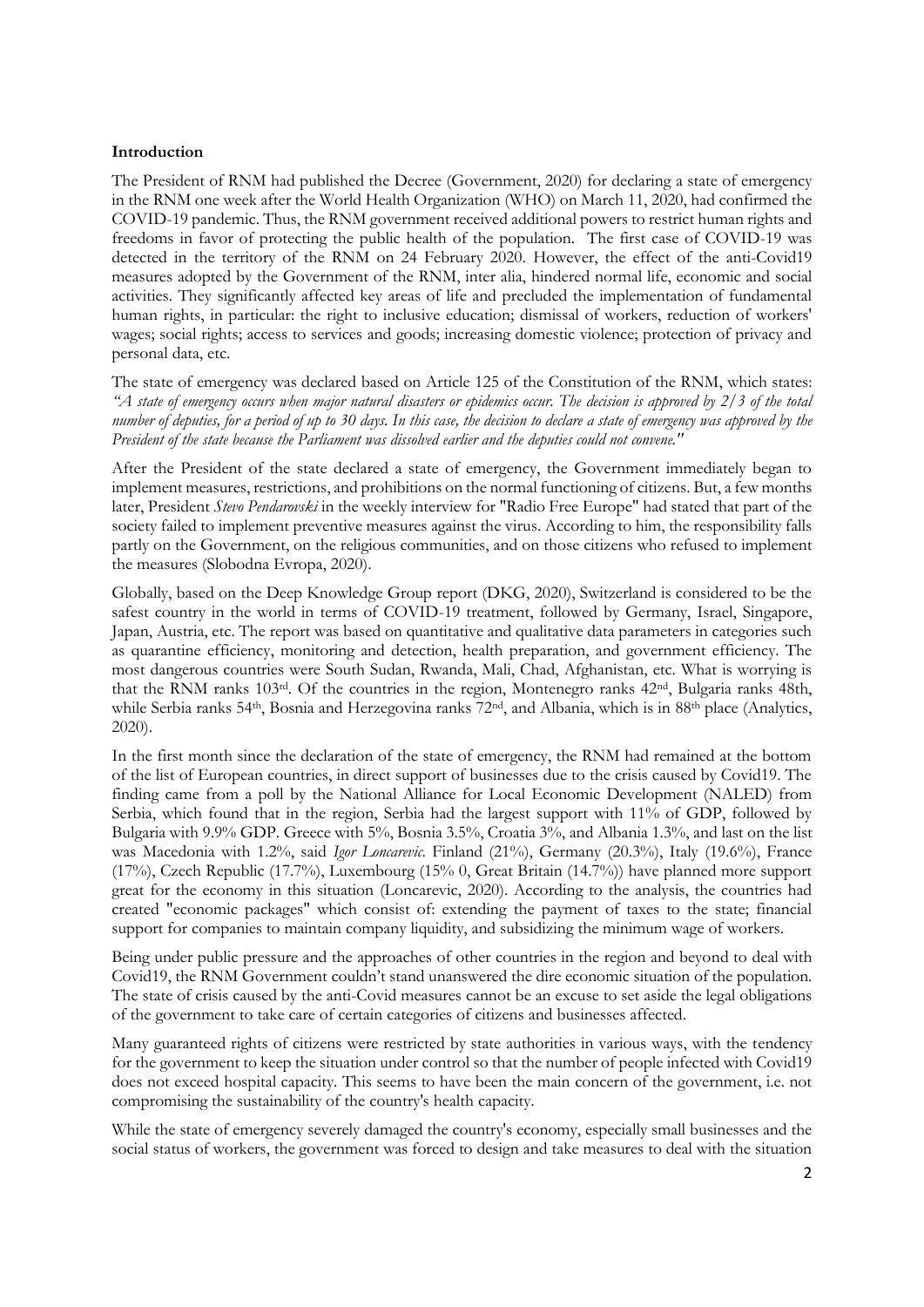**Introduction**

The President of RNM had published the Decree (Government, 2020) for declaring a state of emergency in the RNM one week after the World Health Organization (WHO) on March 11, 2020, had confirmed the COVID-19 pandemic. Thus, the RNM government received additional powers to restrict human rights and freedoms in favor of protecting the public health of the population. The first case of COVID-19 was detected in the territory of the RNM on 24 February 2020. However, the effect of the anti-Covid19 measures adopted by the Government of the RNM, inter alia, hindered normal life, economic and social activities. They significantly affected key areas of life and precluded the implementation of fundamental human rights, in particular: the right to inclusive education; dismissal of workers, reduction of workers' wages; social rights; access to services and goods; increasing domestic violence; protection of privacy and personal data, etc.

The state of emergency was declared based on Article 125 of the Constitution of the RNM, which states: *"A state of emergency occurs when major natural disasters or epidemics occur. The decision is approved by 2/3 of the total number of deputies, for a period of up to 30 days. In this case, the decision to declare a state of emergency was approved by the President of the state because the Parliament was dissolved earlier and the deputies could not convene."*

After the President of the state declared a state of emergency, the Government immediately began to implement measures, restrictions, and prohibitions on the normal functioning of citizens. But, a few months later, President *Stevo Pendarovski* in the weekly interview for "Radio Free Europe" had stated that part of the society failed to implement preventive measures against the virus. According to him, the responsibility falls partly on the Government, on the religious communities, and on those citizens who refused to implement the measures (Slobodna Evropa, 2020).

Globally, based on the Deep Knowledge Group report (DKG, 2020), Switzerland is considered to be the safest country in the world in terms of COVID-19 treatment, followed by Germany, Israel, Singapore, Japan, Austria, etc. The report was based on quantitative and qualitative data parameters in categories such as quarantine efficiency, monitoring and detection, health preparation, and government efficiency. The most dangerous countries were South Sudan, Rwanda, Mali, Chad, Afghanistan, etc. What is worrying is that the RNM ranks 103rd. Of the countries in the region, Montenegro ranks 42nd, Bulgaria ranks 48th, while Serbia ranks 54th, Bosnia and Herzegovina ranks 72nd, and Albania, which is in 88th place (Analytics, 2020).

In the first month since the declaration of the state of emergency, the RNM had remained at the bottom of the list of European countries, in direct support of businesses due to the crisis caused by Covid19. The finding came from a poll by the National Alliance for Local Economic Development (NALED) from Serbia, which found that in the region, Serbia had the largest support with 11% of GDP, followed by Bulgaria with 9.9% GDP. Greece with 5%, Bosnia 3.5%, Croatia 3%, and Albania 1.3%, and last on the list was Macedonia with 1.2%, said *Igor Loncarevic*. Finland (21%), Germany (20.3%), Italy (19.6%), France (17%), Czech Republic (17.7%), Luxembourg (15% 0, Great Britain (14.7%)) have planned more support great for the economy in this situation (Loncarevic, 2020). According to the analysis, the countries had created "economic packages" which consist of: extending the payment of taxes to the state; financial support for companies to maintain company liquidity, and subsidizing the minimum wage of workers.

Being under public pressure and the approaches of other countries in the region and beyond to deal with Covid19, the RNM Government couldn't stand unanswered the dire economic situation of the population. The state of crisis caused by the anti-Covid measures cannot be an excuse to set aside the legal obligations of the government to take care of certain categories of citizens and businesses affected.

Many guaranteed rights of citizens were restricted by state authorities in various ways, with the tendency for the government to keep the situation under control so that the number of people infected with Covid19 does not exceed hospital capacity. This seems to have been the main concern of the government, i.e. not compromising the sustainability of the country's health capacity.

While the state of emergency severely damaged the country's economy, especially small businesses and the social status of workers, the government was forced to design and take measures to deal with the situation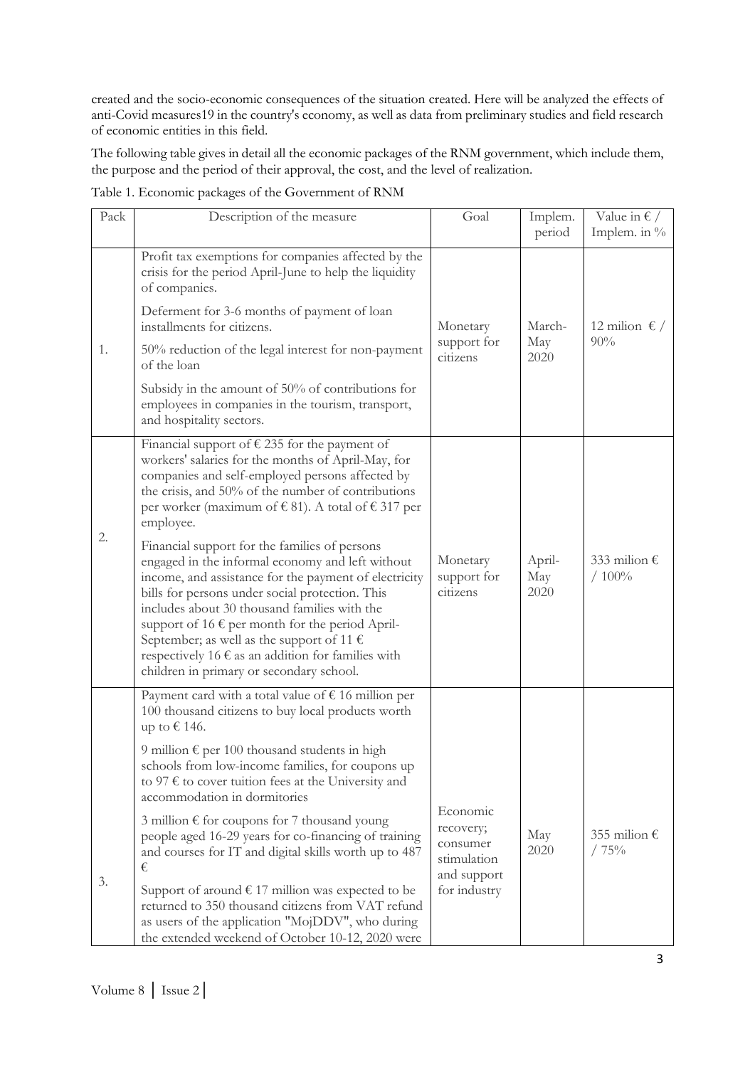created and the socio-economic consequences of the situation created. Here will be analyzed the effects of anti-Covid measures19 in the country's economy, as well as data from preliminary studies and field research of economic entities in this field.

The following table gives in detail all the economic packages of the RNM government, which include them, the purpose and the period of their approval, the cost, and the level of realization.

Table 1. Economic packages of the Government of RNM

| Pack | Description of the measure | Goal | Implem. period | Value in € / Implem. in % |
|---|---|---|---|---|
| 1. | Profit tax exemptions for companies affected by the crisis for the period April-June to help the liquidity of companies.<br><br>Deferment for 3-6 months of payment of loan installments for citizens.<br><br>50% reduction of the legal interest for non-payment of the loan<br><br>Subsidy in the amount of 50% of contributions for employees in companies in the tourism, transport, and hospitality sectors. | Monetary support for citizens | March-May 2020 | 12 milion € / 90% |
| 2. | Financial support of € 235 for the payment of workers' salaries for the months of April-May, for companies and self-employed persons affected by the crisis, and 50% of the number of contributions per worker (maximum of € 81). A total of € 317 per employee.<br><br>Financial support for the families of persons engaged in the informal economy and left without income, and assistance for the payment of electricity bills for persons under social protection. This includes about 30 thousand families with the support of 16 € per month for the period April-September; as well as the support of 11 € respectively 16 € as an addition for families with children in primary or secondary school. | Monetary support for citizens | April-May 2020 | 333 milion € / 100% |
| 3. | Payment card with a total value of € 16 million per 100 thousand citizens to buy local products worth up to € 146.<br><br>9 million € per 100 thousand students in high schools from low-income families, for coupons up to 97 € to cover tuition fees at the University and accommodation in dormitories<br><br>3 million € for coupons for 7 thousand young people aged 16-29 years for co-financing of training and courses for IT and digital skills worth up to 487 €<br><br>Support of around € 17 million was expected to be returned to 350 thousand citizens from VAT refund as users of the application "MojDDV", who during the extended weekend of October 10-12, 2020 were | Economic recovery; consumer stimulation and support for industry | May 2020 | 355 milion € / 75% |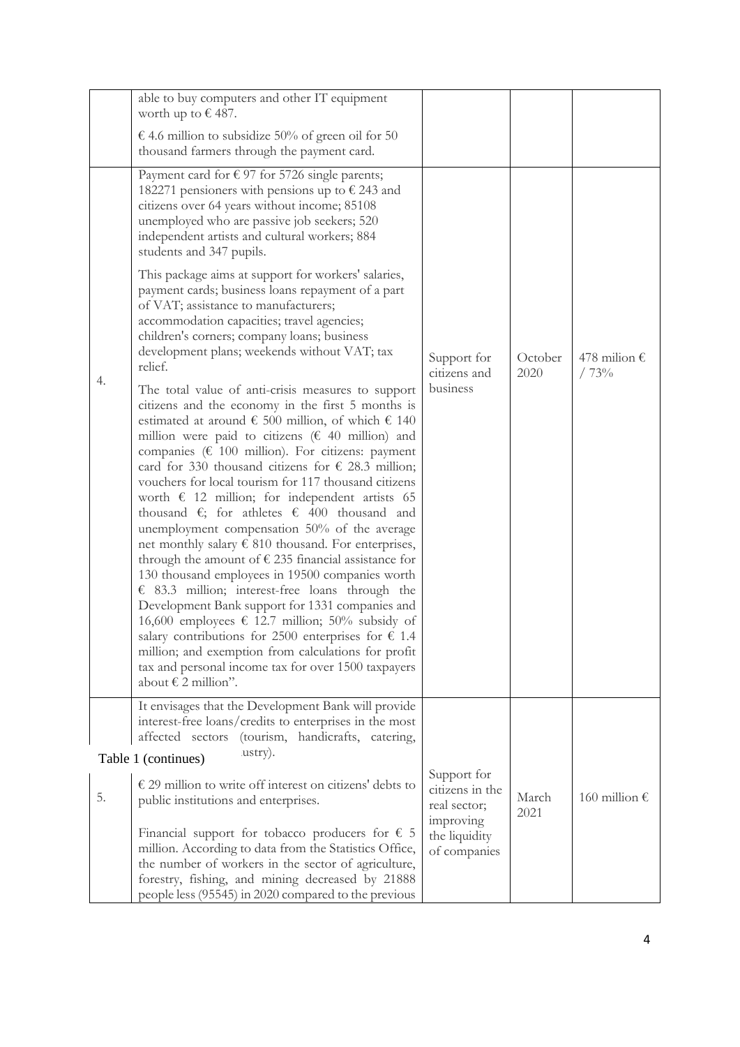| | | | | |
|---|---|---|---|---|
| | able to buy computers and other IT equipment worth up to € 487.<br><br>€ 4.6 million to subsidize 50% of green oil for 50 thousand farmers through the payment card. | | | |
| 4. | Payment card for € 97 for 5726 single parents; 182271 pensioners with pensions up to € 243 and citizens over 64 years without income; 85108 unemployed who are passive job seekers; 520 independent artists and cultural workers; 884 students and 347 pupils.<br><br>This package aims at support for workers' salaries, payment cards; business loans repayment of a part of VAT; assistance to manufacturers; accommodation capacities; travel agencies; children's corners; company loans; business development plans; weekends without VAT; tax relief.<br><br>The total value of anti-crisis measures to support citizens and the economy in the first 5 months is estimated at around € 500 million, of which € 140 million were paid to citizens (€ 40 million) and companies (€ 100 million). For citizens: payment card for 330 thousand citizens for € 28.3 million; vouchers for local tourism for 117 thousand citizens worth € 12 million; for independent artists 65 thousand €; for athletes € 400 thousand and unemployment compensation 50% of the average net monthly salary € 810 thousand. For enterprises, through the amount of € 235 financial assistance for 130 thousand employees in 19500 companies worth € 83.3 million; interest-free loans through the Development Bank support for 1331 companies and 16,600 employees € 12.7 million; 50% subsidy of salary contributions for 2500 enterprises for € 1.4 million; and exemption from calculations for profit tax and personal income tax for over 1500 taxpayers about € 2 million". | Support for citizens and business | October 2020 | 478 milion € / 73% |
| | It envisages that the Development Bank will provide interest-free loans/credits to enterprises in the most affected sectors (tourism, handicrafts, catering, ustry). | | | |

Table 1 (continues)

| | | | | |
|---|---|---|---|---|
| 5. | € 29 million to write off interest on citizens' debts to public institutions and enterprises.<br><br>Financial support for tobacco producers for € 5 million. According to data from the Statistics Office, the number of workers in the sector of agriculture, forestry, fishing, and mining decreased by 21888 people less (95545) in 2020 compared to the previous | Support for citizens in the real sector; improving the liquidity of companies | March 2021 | 160 million € |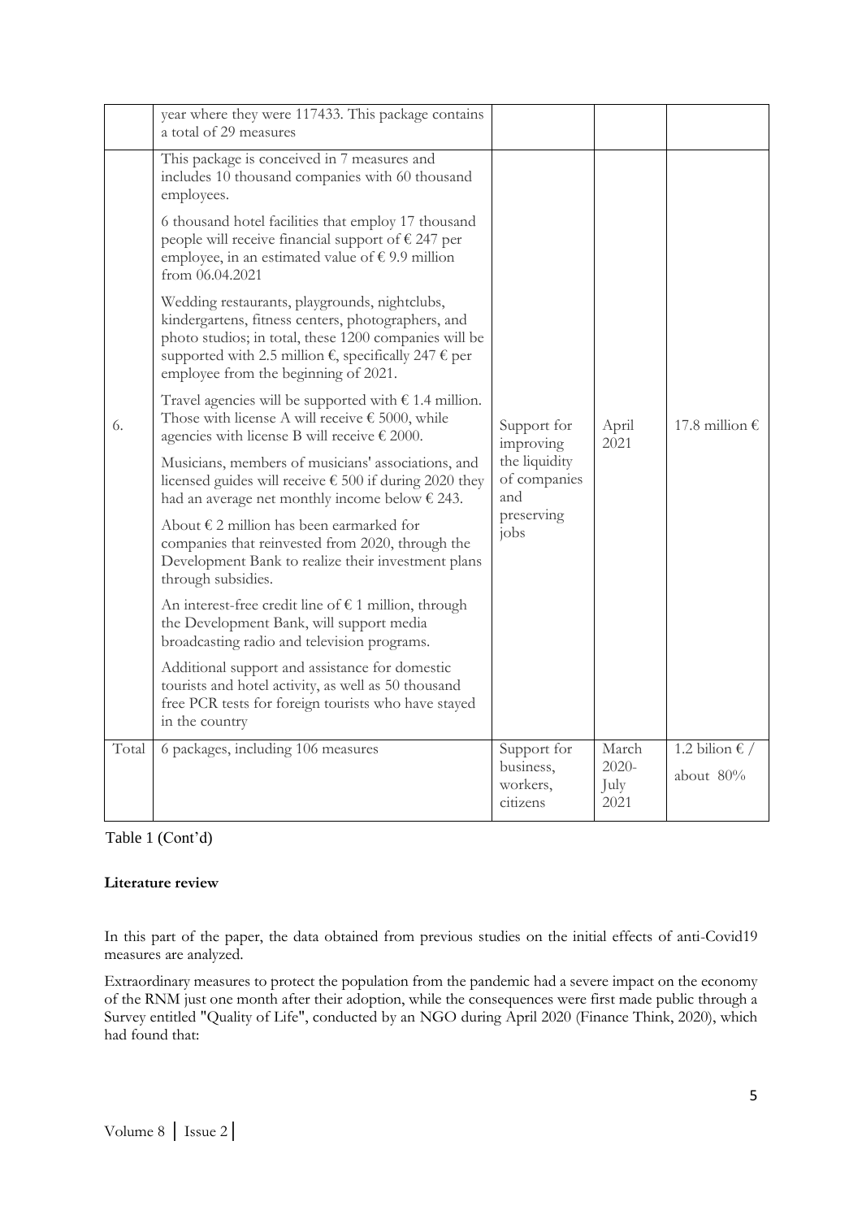| | | | | |
|---|---|---|---|---|
| | year where they were 117433. This package contains a total of 29 measures | | | |
| 6. | This package is conceived in 7 measures and includes 10 thousand companies with 60 thousand employees.<br><br>6 thousand hotel facilities that employ 17 thousand people will receive financial support of € 247 per employee, in an estimated value of € 9.9 million from 06.04.2021<br><br>Wedding restaurants, playgrounds, nightclubs, kindergartens, fitness centers, photographers, and photo studios; in total, these 1200 companies will be supported with 2.5 million €, specifically 247 € per employee from the beginning of 2021.<br><br>Travel agencies will be supported with € 1.4 million. Those with license A will receive € 5000, while agencies with license B will receive € 2000.<br><br>Musicians, members of musicians' associations, and licensed guides will receive € 500 if during 2020 they had an average net monthly income below € 243.<br><br>About € 2 million has been earmarked for companies that reinvested from 2020, through the Development Bank to realize their investment plans through subsidies.<br><br>An interest-free credit line of € 1 million, through the Development Bank, will support media broadcasting radio and television programs.<br><br>Additional support and assistance for domestic tourists and hotel activity, as well as 50 thousand free PCR tests for foreign tourists who have stayed in the country | Support for improving the liquidity of companies and preserving jobs | April 2021 | 17.8 million € |
| Total | 6 packages, including 106 measures | Support for business, workers, citizens | March 2020-July 2021 | 1.2 bilion € / about 80% |

Table 1 (Cont'd)

**Literature review**

In this part of the paper, the data obtained from previous studies on the initial effects of anti-Covid19 measures are analyzed.

Extraordinary measures to protect the population from the pandemic had a severe impact on the economy of the RNM just one month after their adoption, while the consequences were first made public through a Survey entitled "Quality of Life", conducted by an NGO during April 2020 (Finance Think, 2020), which had found that: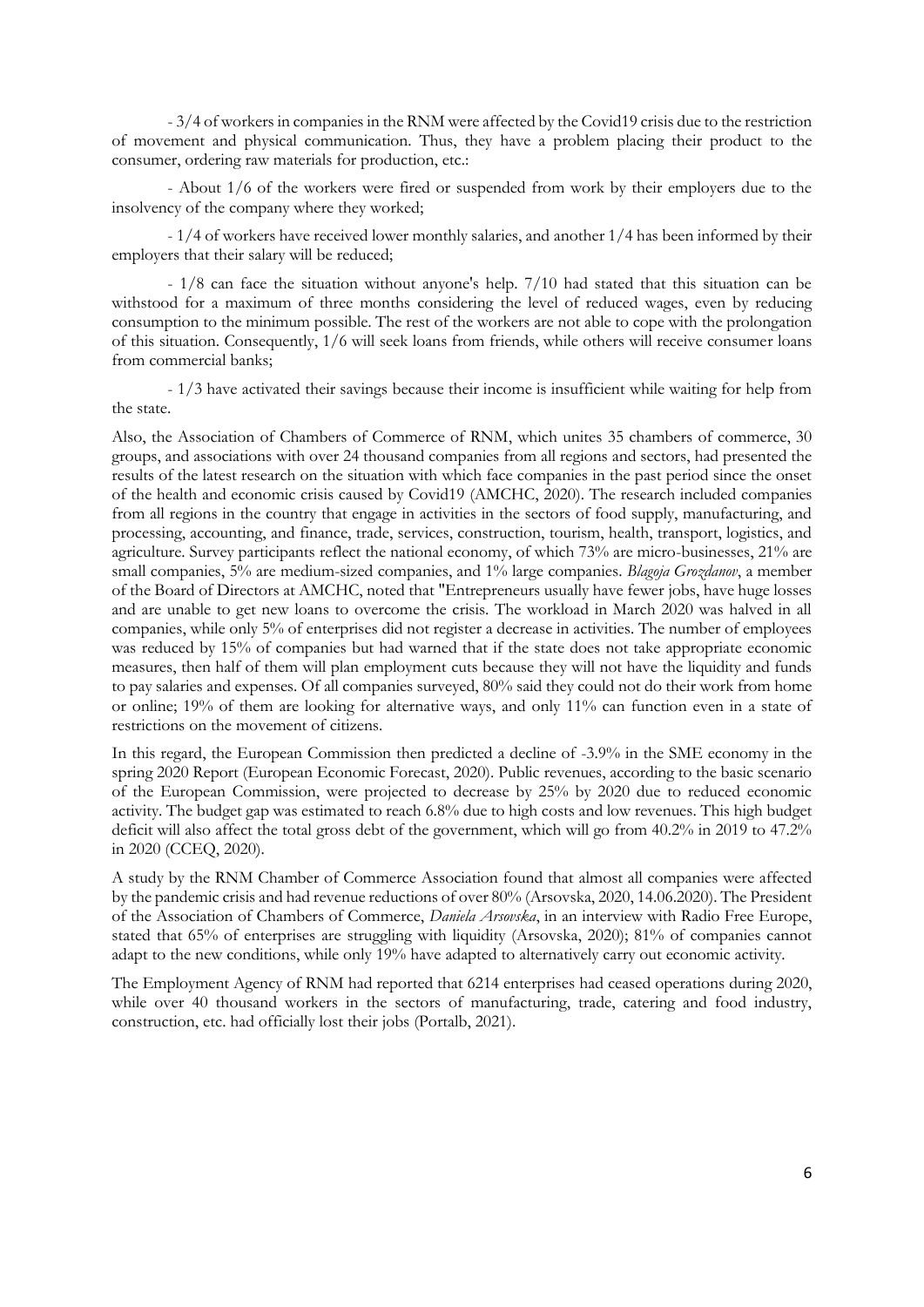- 3/4 of workers in companies in the RNM were affected by the Covid19 crisis due to the restriction of movement and physical communication. Thus, they have a problem placing their product to the consumer, ordering raw materials for production, etc.:

- About 1/6 of the workers were fired or suspended from work by their employers due to the insolvency of the company where they worked;

- 1/4 of workers have received lower monthly salaries, and another 1/4 has been informed by their employers that their salary will be reduced;

- 1/8 can face the situation without anyone's help. 7/10 had stated that this situation can be withstood for a maximum of three months considering the level of reduced wages, even by reducing consumption to the minimum possible. The rest of the workers are not able to cope with the prolongation of this situation. Consequently, 1/6 will seek loans from friends, while others will receive consumer loans from commercial banks;

- 1/3 have activated their savings because their income is insufficient while waiting for help from the state.

Also, the Association of Chambers of Commerce of RNM, which unites 35 chambers of commerce, 30 groups, and associations with over 24 thousand companies from all regions and sectors, had presented the results of the latest research on the situation with which face companies in the past period since the onset of the health and economic crisis caused by Covid19 (AMCHC, 2020). The research included companies from all regions in the country that engage in activities in the sectors of food supply, manufacturing, and processing, accounting, and finance, trade, services, construction, tourism, health, transport, logistics, and agriculture. Survey participants reflect the national economy, of which 73% are micro-businesses, 21% are small companies, 5% are medium-sized companies, and 1% large companies. *Blagoja Grozdanov*, a member of the Board of Directors at AMCHC, noted that "Entrepreneurs usually have fewer jobs, have huge losses and are unable to get new loans to overcome the crisis. The workload in March 2020 was halved in all companies, while only 5% of enterprises did not register a decrease in activities. The number of employees was reduced by 15% of companies but had warned that if the state does not take appropriate economic measures, then half of them will plan employment cuts because they will not have the liquidity and funds to pay salaries and expenses. Of all companies surveyed, 80% said they could not do their work from home or online; 19% of them are looking for alternative ways, and only 11% can function even in a state of restrictions on the movement of citizens.

In this regard, the European Commission then predicted a decline of -3.9% in the SME economy in the spring 2020 Report (European Economic Forecast, 2020). Public revenues, according to the basic scenario of the European Commission, were projected to decrease by 25% by 2020 due to reduced economic activity. The budget gap was estimated to reach 6.8% due to high costs and low revenues. This high budget deficit will also affect the total gross debt of the government, which will go from 40.2% in 2019 to 47.2% in 2020 (CCEQ, 2020).

A study by the RNM Chamber of Commerce Association found that almost all companies were affected by the pandemic crisis and had revenue reductions of over 80% (Arsovska, 2020, 14.06.2020). The President of the Association of Chambers of Commerce, *Daniela Arsovska*, in an interview with Radio Free Europe, stated that 65% of enterprises are struggling with liquidity (Arsovska, 2020); 81% of companies cannot adapt to the new conditions, while only 19% have adapted to alternatively carry out economic activity.

The Employment Agency of RNM had reported that 6214 enterprises had ceased operations during 2020, while over 40 thousand workers in the sectors of manufacturing, trade, catering and food industry, construction, etc. had officially lost their jobs (Portalb, 2021).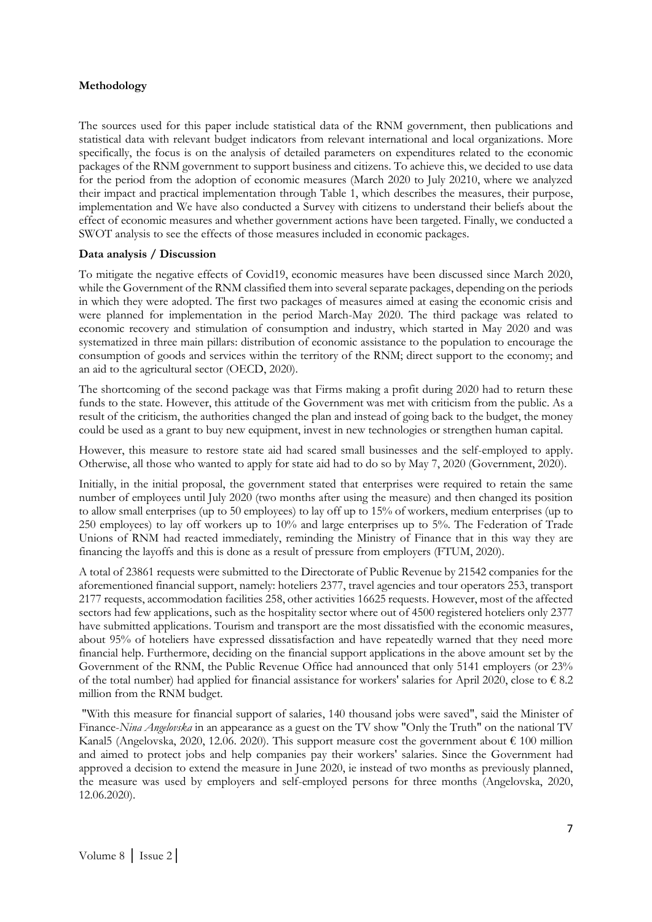**Methodology**

The sources used for this paper include statistical data of the RNM government, then publications and statistical data with relevant budget indicators from relevant international and local organizations. More specifically, the focus is on the analysis of detailed parameters on expenditures related to the economic packages of the RNM government to support business and citizens. To achieve this, we decided to use data for the period from the adoption of economic measures (March 2020 to July 20210, where we analyzed their impact and practical implementation through Table 1, which describes the measures, their purpose, implementation and We have also conducted a Survey with citizens to understand their beliefs about the effect of economic measures and whether government actions have been targeted. Finally, we conducted a SWOT analysis to see the effects of those measures included in economic packages.

**Data analysis / Discussion**

To mitigate the negative effects of Covid19, economic measures have been discussed since March 2020, while the Government of the RNM classified them into several separate packages, depending on the periods in which they were adopted. The first two packages of measures aimed at easing the economic crisis and were planned for implementation in the period March-May 2020. The third package was related to economic recovery and stimulation of consumption and industry, which started in May 2020 and was systematized in three main pillars: distribution of economic assistance to the population to encourage the consumption of goods and services within the territory of the RNM; direct support to the economy; and an aid to the agricultural sector (OECD, 2020).

The shortcoming of the second package was that Firms making a profit during 2020 had to return these funds to the state. However, this attitude of the Government was met with criticism from the public. As a result of the criticism, the authorities changed the plan and instead of going back to the budget, the money could be used as a grant to buy new equipment, invest in new technologies or strengthen human capital.

However, this measure to restore state aid had scared small businesses and the self-employed to apply. Otherwise, all those who wanted to apply for state aid had to do so by May 7, 2020 (Government, 2020).

Initially, in the initial proposal, the government stated that enterprises were required to retain the same number of employees until July 2020 (two months after using the measure) and then changed its position to allow small enterprises (up to 50 employees) to lay off up to 15% of workers, medium enterprises (up to 250 employees) to lay off workers up to 10% and large enterprises up to 5%. The Federation of Trade Unions of RNM had reacted immediately, reminding the Ministry of Finance that in this way they are financing the layoffs and this is done as a result of pressure from employers (FTUM, 2020).

A total of 23861 requests were submitted to the Directorate of Public Revenue by 21542 companies for the aforementioned financial support, namely: hoteliers 2377, travel agencies and tour operators 253, transport 2177 requests, accommodation facilities 258, other activities 16625 requests. However, most of the affected sectors had few applications, such as the hospitality sector where out of 4500 registered hoteliers only 2377 have submitted applications. Tourism and transport are the most dissatisfied with the economic measures, about 95% of hoteliers have expressed dissatisfaction and have repeatedly warned that they need more financial help. Furthermore, deciding on the financial support applications in the above amount set by the Government of the RNM, the Public Revenue Office had announced that only 5141 employers (or 23% of the total number) had applied for financial assistance for workers' salaries for April 2020, close to € 8.2 million from the RNM budget.

"With this measure for financial support of salaries, 140 thousand jobs were saved", said the Minister of Finance-*Nina Angelovska* in an appearance as a guest on the TV show "Only the Truth" on the national TV Kanal5 (Angelovska, 2020, 12.06. 2020). This support measure cost the government about € 100 million and aimed to protect jobs and help companies pay their workers' salaries. Since the Government had approved a decision to extend the measure in June 2020, ie instead of two months as previously planned, the measure was used by employers and self-employed persons for three months (Angelovska, 2020, 12.06.2020).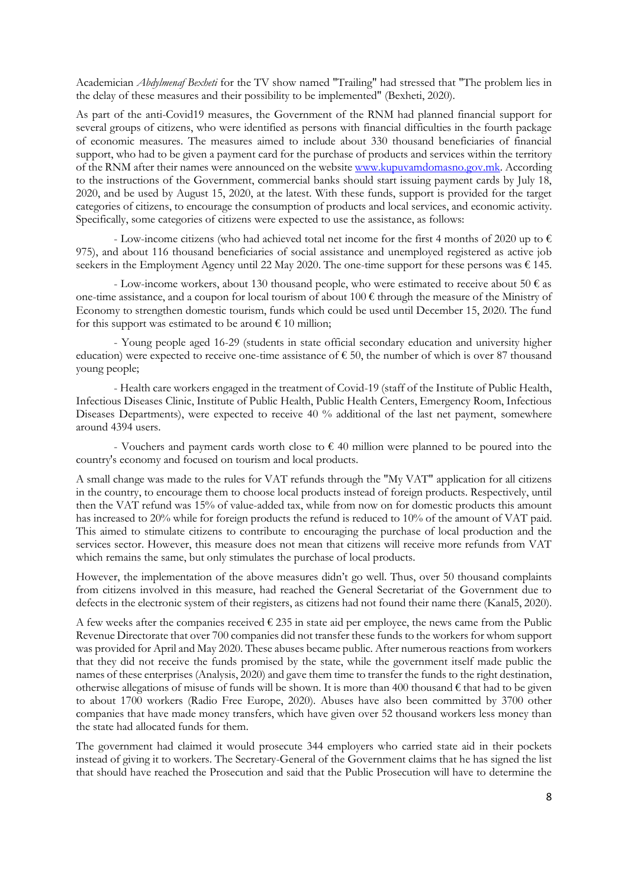Academician *Abdylmenaf Bexheti* for the TV show named "Trailing" had stressed that "The problem lies in the delay of these measures and their possibility to be implemented" (Bexheti, 2020).

As part of the anti-Covid19 measures, the Government of the RNM had planned financial support for several groups of citizens, who were identified as persons with financial difficulties in the fourth package of economic measures. The measures aimed to include about 330 thousand beneficiaries of financial support, who had to be given a payment card for the purchase of products and services within the territory of the RNM after their names were announced on the website [www.kupuvamdomasno.gov.mk](www.kupuvamdomasno.gov.mk). According to the instructions of the Government, commercial banks should start issuing payment cards by July 18, 2020, and be used by August 15, 2020, at the latest. With these funds, support is provided for the target categories of citizens, to encourage the consumption of products and local services, and economic activity. Specifically, some categories of citizens were expected to use the assistance, as follows:

- Low-income citizens (who had achieved total net income for the first 4 months of 2020 up to € 975), and about 116 thousand beneficiaries of social assistance and unemployed registered as active job seekers in the Employment Agency until 22 May 2020. The one-time support for these persons was € 145.

- Low-income workers, about 130 thousand people, who were estimated to receive about 50 € as one-time assistance, and a coupon for local tourism of about 100 € through the measure of the Ministry of Economy to strengthen domestic tourism, funds which could be used until December 15, 2020. The fund for this support was estimated to be around € 10 million;

- Young people aged 16-29 (students in state official secondary education and university higher education) were expected to receive one-time assistance of € 50, the number of which is over 87 thousand young people;

- Health care workers engaged in the treatment of Covid-19 (staff of the Institute of Public Health, Infectious Diseases Clinic, Institute of Public Health, Public Health Centers, Emergency Room, Infectious Diseases Departments), were expected to receive 40 % additional of the last net payment, somewhere around 4394 users.

- Vouchers and payment cards worth close to € 40 million were planned to be poured into the country's economy and focused on tourism and local products.

A small change was made to the rules for VAT refunds through the "My VAT" application for all citizens in the country, to encourage them to choose local products instead of foreign products. Respectively, until then the VAT refund was 15% of value-added tax, while from now on for domestic products this amount has increased to 20% while for foreign products the refund is reduced to 10% of the amount of VAT paid. This aimed to stimulate citizens to contribute to encouraging the purchase of local production and the services sector. However, this measure does not mean that citizens will receive more refunds from VAT which remains the same, but only stimulates the purchase of local products.

However, the implementation of the above measures didn't go well. Thus, over 50 thousand complaints from citizens involved in this measure, had reached the General Secretariat of the Government due to defects in the electronic system of their registers, as citizens had not found their name there (Kanal5, 2020).

A few weeks after the companies received € 235 in state aid per employee, the news came from the Public Revenue Directorate that over 700 companies did not transfer these funds to the workers for whom support was provided for April and May 2020. These abuses became public. After numerous reactions from workers that they did not receive the funds promised by the state, while the government itself made public the names of these enterprises (Analysis, 2020) and gave them time to transfer the funds to the right destination, otherwise allegations of misuse of funds will be shown. It is more than 400 thousand € that had to be given to about 1700 workers (Radio Free Europe, 2020). Abuses have also been committed by 3700 other companies that have made money transfers, which have given over 52 thousand workers less money than the state had allocated funds for them.

The government had claimed it would prosecute 344 employers who carried state aid in their pockets instead of giving it to workers. The Secretary-General of the Government claims that he has signed the list that should have reached the Prosecution and said that the Public Prosecution will have to determine the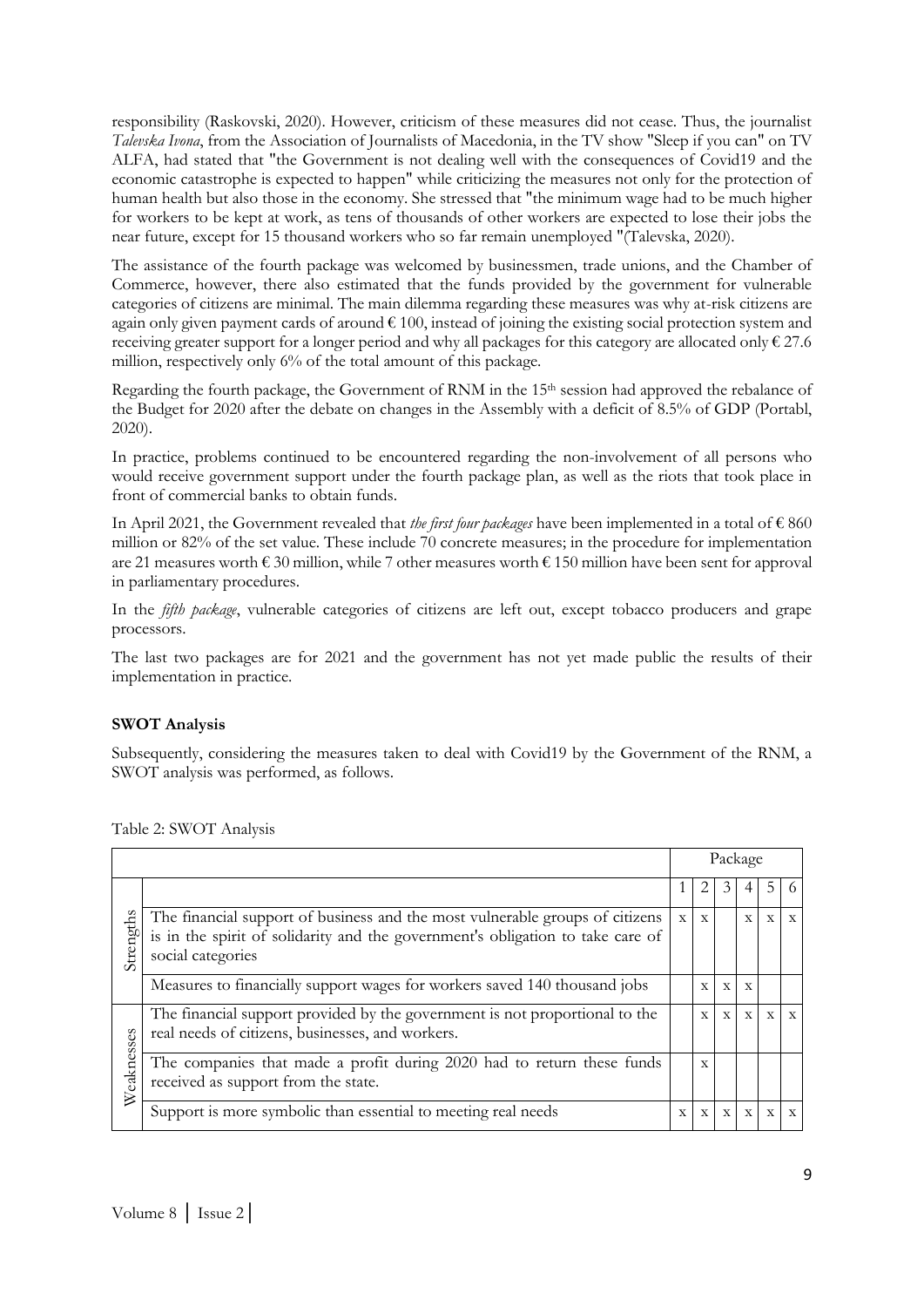responsibility (Raskovski, 2020). However, criticism of these measures did not cease. Thus, the journalist *Talevska Ivona*, from the Association of Journalists of Macedonia, in the TV show "Sleep if you can" on TV ALFA, had stated that "the Government is not dealing well with the consequences of Covid19 and the economic catastrophe is expected to happen" while criticizing the measures not only for the protection of human health but also those in the economy. She stressed that "the minimum wage had to be much higher for workers to be kept at work, as tens of thousands of other workers are expected to lose their jobs the near future, except for 15 thousand workers who so far remain unemployed "(Talevska, 2020).

The assistance of the fourth package was welcomed by businessmen, trade unions, and the Chamber of Commerce, however, there also estimated that the funds provided by the government for vulnerable categories of citizens are minimal. The main dilemma regarding these measures was why at-risk citizens are again only given payment cards of around € 100, instead of joining the existing social protection system and receiving greater support for a longer period and why all packages for this category are allocated only € 27.6 million, respectively only 6% of the total amount of this package.

Regarding the fourth package, the Government of RNM in the 15th session had approved the rebalance of the Budget for 2020 after the debate on changes in the Assembly with a deficit of 8.5% of GDP (Portabl, 2020).

In practice, problems continued to be encountered regarding the non-involvement of all persons who would receive government support under the fourth package plan, as well as the riots that took place in front of commercial banks to obtain funds.

In April 2021, the Government revealed that *the first four packages* have been implemented in a total of € 860 million or 82% of the set value. These include 70 concrete measures; in the procedure for implementation are 21 measures worth € 30 million, while 7 other measures worth € 150 million have been sent for approval in parliamentary procedures.

In the *fifth package*, vulnerable categories of citizens are left out, except tobacco producers and grape processors.

The last two packages are for 2021 and the government has not yet made public the results of their implementation in practice.

**SWOT Analysis**

Subsequently, considering the measures taken to deal with Covid19 by the Government of the RNM, a SWOT analysis was performed, as follows.

Table 2: SWOT Analysis

| | | Package | | | | | |
|---|---|---|---|---|---|---|---|
| | | 1 | 2 | 3 | 4 | 5 | 6 |
| Strengths | The financial support of business and the most vulnerable groups of citizens is in the spirit of solidarity and the government's obligation to take care of social categories | x | x | | x | x | x |
| | Measures to financially support wages for workers saved 140 thousand jobs | | x | x | x | | |
| Weaknesses | The financial support provided by the government is not proportional to the real needs of citizens, businesses, and workers. | | x | x | x | x | x |
| | The companies that made a profit during 2020 had to return these funds received as support from the state. | | x | | | | |
| | Support is more symbolic than essential to meeting real needs | x | x | x | x | x | x |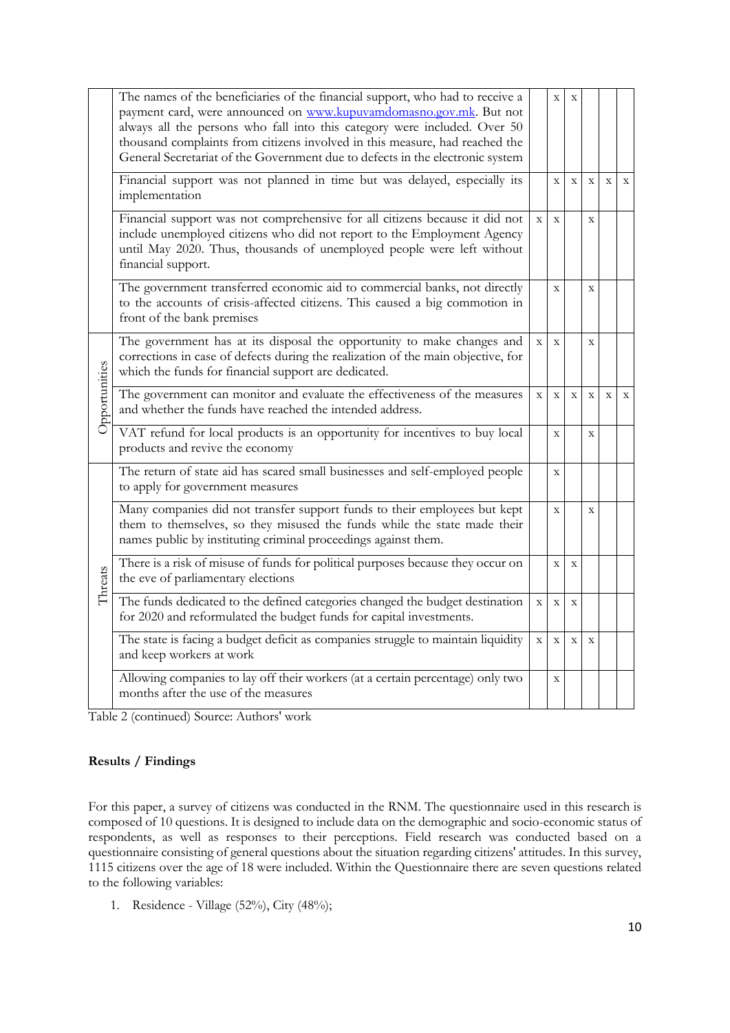| | | | | | | | |
|---|---|---|---|---|---|---|---|
| | The names of the beneficiaries of the financial support, who had to receive a payment card, were announced on www.kupuvamdomasno.gov.mk. But not always all the persons who fall into this category were included. Over 50 thousand complaints from citizens involved in this measure, had reached the General Secretariat of the Government due to defects in the electronic system | | x | x | | | |
| | Financial support was not planned in time but was delayed, especially its implementation | | x | x | x | x | x |
| | Financial support was not comprehensive for all citizens because it did not include unemployed citizens who did not report to the Employment Agency until May 2020. Thus, thousands of unemployed people were left without financial support. | x | x | | x | | |
| | The government transferred economic aid to commercial banks, not directly to the accounts of crisis-affected citizens. This caused a big commotion in front of the bank premises | | x | | x | | |
| Opportunities | The government has at its disposal the opportunity to make changes and corrections in case of defects during the realization of the main objective, for which the funds for financial support are dedicated. | x | x | | x | | |
| | The government can monitor and evaluate the effectiveness of the measures and whether the funds have reached the intended address. | x | x | x | x | x | x |
| | VAT refund for local products is an opportunity for incentives to buy local products and revive the economy | | x | | x | | |
| Threats | The return of state aid has scared small businesses and self-employed people to apply for government measures | | x | | | | |
| | Many companies did not transfer support funds to their employees but kept them to themselves, so they misused the funds while the state made their names public by instituting criminal proceedings against them. | | x | | x | | |
| | There is a risk of misuse of funds for political purposes because they occur on the eve of parliamentary elections | | x | x | | | |
| | The funds dedicated to the defined categories changed the budget destination for 2020 and reformulated the budget funds for capital investments. | x | x | x | | | |
| | The state is facing a budget deficit as companies struggle to maintain liquidity and keep workers at work | x | x | x | x | | |
| | Allowing companies to lay off their workers (at a certain percentage) only two months after the use of the measures | | x | | | | |

Table 2 (continued) Source: Authors' work

## Results / Findings

For this paper, a survey of citizens was conducted in the RNM. The questionnaire used in this research is composed of 10 questions. It is designed to include data on the demographic and socio-economic status of respondents, as well as responses to their perceptions. Field research was conducted based on a questionnaire consisting of general questions about the situation regarding citizens' attitudes. In this survey, 1115 citizens over the age of 18 were included. Within the Questionnaire there are seven questions related to the following variables:

1. Residence - Village (52%), City (48%);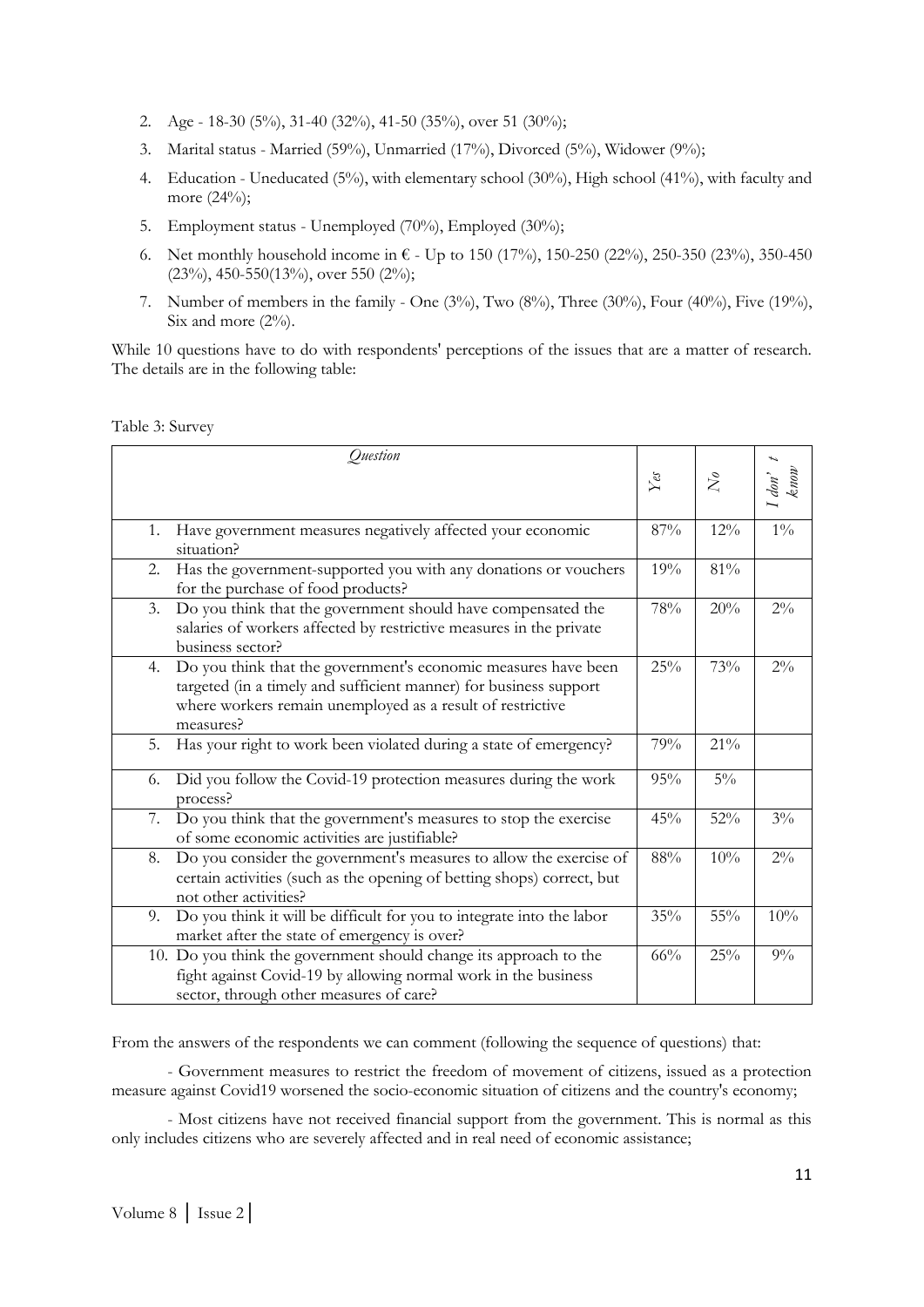2. Age - 18-30 (5%), 31-40 (32%), 41-50 (35%), over 51 (30%);
3. Marital status - Married (59%), Unmarried (17%), Divorced (5%), Widower (9%);
4. Education - Uneducated (5%), with elementary school (30%), High school (41%), with faculty and more (24%);
5. Employment status - Unemployed (70%), Employed (30%);
6. Net monthly household income in € - Up to 150 (17%), 150-250 (22%), 250-350 (23%), 350-450 (23%), 450-550(13%), over 550 (2%);
7. Number of members in the family - One (3%), Two (8%), Three (30%), Four (40%), Five (19%), Six and more (2%).

While 10 questions have to do with respondents' perceptions of the issues that are a matter of research. The details are in the following table:

Table 3: Survey

| *Question* | *Yes* | *No* | *I don't know* |
|---|---|---|---|
| 1. Have government measures negatively affected your economic situation? | 87% | 12% | 1% |
| 2. Has the government-supported you with any donations or vouchers for the purchase of food products? | 19% | 81% | |
| 3. Do you think that the government should have compensated the salaries of workers affected by restrictive measures in the private business sector? | 78% | 20% | 2% |
| 4. Do you think that the government's economic measures have been targeted (in a timely and sufficient manner) for business support where workers remain unemployed as a result of restrictive measures? | 25% | 73% | 2% |
| 5. Has your right to work been violated during a state of emergency? | 79% | 21% | |
| 6. Did you follow the Covid-19 protection measures during the work process? | 95% | 5% | |
| 7. Do you think that the government's measures to stop the exercise of some economic activities are justifiable? | 45% | 52% | 3% |
| 8. Do you consider the government's measures to allow the exercise of certain activities (such as the opening of betting shops) correct, but not other activities? | 88% | 10% | 2% |
| 9. Do you think it will be difficult for you to integrate into the labor market after the state of emergency is over? | 35% | 55% | 10% |
| 10. Do you think the government should change its approach to the fight against Covid-19 by allowing normal work in the business sector, through other measures of care? | 66% | 25% | 9% |

From the answers of the respondents we can comment (following the sequence of questions) that:

- Government measures to restrict the freedom of movement of citizens, issued as a protection measure against Covid19 worsened the socio-economic situation of citizens and the country's economy;

- Most citizens have not received financial support from the government. This is normal as this only includes citizens who are severely affected and in real need of economic assistance;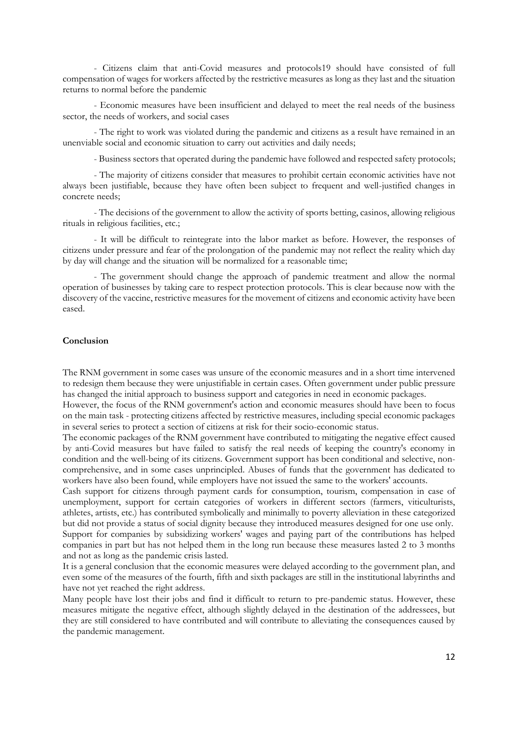- Citizens claim that anti-Covid measures and protocols19 should have consisted of full compensation of wages for workers affected by the restrictive measures as long as they last and the situation returns to normal before the pandemic

- Economic measures have been insufficient and delayed to meet the real needs of the business sector, the needs of workers, and social cases

- The right to work was violated during the pandemic and citizens as a result have remained in an unenviable social and economic situation to carry out activities and daily needs;

- Business sectors that operated during the pandemic have followed and respected safety protocols;

- The majority of citizens consider that measures to prohibit certain economic activities have not always been justifiable, because they have often been subject to frequent and well-justified changes in concrete needs;

- The decisions of the government to allow the activity of sports betting, casinos, allowing religious rituals in religious facilities, etc.;

- It will be difficult to reintegrate into the labor market as before. However, the responses of citizens under pressure and fear of the prolongation of the pandemic may not reflect the reality which day by day will change and the situation will be normalized for a reasonable time;

- The government should change the approach of pandemic treatment and allow the normal operation of businesses by taking care to respect protection protocols. This is clear because now with the discovery of the vaccine, restrictive measures for the movement of citizens and economic activity have been eased.

**Conclusion**

The RNM government in some cases was unsure of the economic measures and in a short time intervened to redesign them because they were unjustifiable in certain cases. Often government under public pressure has changed the initial approach to business support and categories in need in economic packages.
However, the focus of the RNM government's action and economic measures should have been to focus on the main task - protecting citizens affected by restrictive measures, including special economic packages in several series to protect a section of citizens at risk for their socio-economic status.
The economic packages of the RNM government have contributed to mitigating the negative effect caused by anti-Covid measures but have failed to satisfy the real needs of keeping the country's economy in condition and the well-being of its citizens. Government support has been conditional and selective, non-comprehensive, and in some cases unprincipled. Abuses of funds that the government has dedicated to workers have also been found, while employers have not issued the same to the workers' accounts.
Cash support for citizens through payment cards for consumption, tourism, compensation in case of unemployment, support for certain categories of workers in different sectors (farmers, viticulturists, athletes, artists, etc.) has contributed symbolically and minimally to poverty alleviation in these categorized but did not provide a status of social dignity because they introduced measures designed for one use only.
Support for companies by subsidizing workers' wages and paying part of the contributions has helped companies in part but has not helped them in the long run because these measures lasted 2 to 3 months and not as long as the pandemic crisis lasted.
It is a general conclusion that the economic measures were delayed according to the government plan, and even some of the measures of the fourth, fifth and sixth packages are still in the institutional labyrinths and have not yet reached the right address.
Many people have lost their jobs and find it difficult to return to pre-pandemic status. However, these measures mitigate the negative effect, although slightly delayed in the destination of the addressees, but they are still considered to have contributed and will contribute to alleviating the consequences caused by the pandemic management.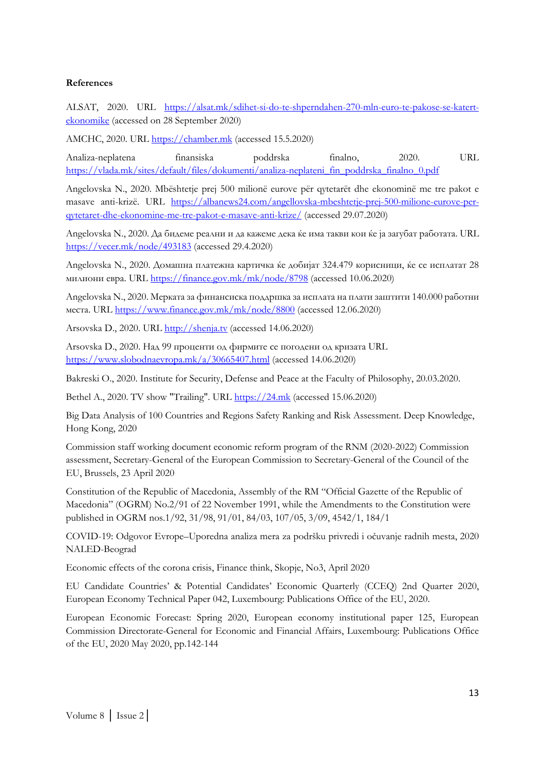**References**

ALSAT, 2020. URL https://alsat.mk/sdihet-si-do-te-shperndahen-270-mln-euro-te-pakose-se-katert-ekonomike (accessed on 28 September 2020)

AMCHC, 2020. URL https://chamber.mk (accessed 15.5.2020)

Analiza-neplatena finansiska poddrska finalno, 2020. URL https://vlada.mk/sites/default/files/dokumenti/analiza-neplateni_fin_poddrska_finalno_0.pdf

Angelovska N., 2020. Mbështetje prej 500 milionë eurove për qytetarët dhe ekonominë me tre pakot e masave anti-krizë. URL https://albanews24.com/angellovska-mbeshtetje-prej-500-milione-eurove-per-qytetaret-dhe-ekonomine-me-tre-pakot-e-masave-anti-krize/ (accessed 29.07.2020)

Angelovska N., 2020. Да бидеме реални и да кажеме дека ќе има такви кои ќе ја загубат работата. URL https://vecer.mk/node/493183 (accessed 29.4.2020)

Angelovska N., 2020. Домашна платежна картичка ќе добијат 324.479 корисници, ќе се исплатат 28 милиони евра. URL https://finance.gov.mk/mk/node/8798 (accessed 10.06.2020)

Angelovska N., 2020. Мерката за финансиска поддршка за исплата на плати заштити 140.000 работни места. URL https://www.finance.gov.mk/mk/node/8800 (accessed 12.06.2020)

Arsovska D., 2020. URL http://shenja.tv (accessed 14.06.2020)

Arsovska D., 2020. Над 99 проценти од фирмите се погодени од кризата URL https://www.slobodnaevropa.mk/a/30665407.html (accessed 14.06.2020)

Bakreski O., 2020. Institute for Security, Defense and Peace at the Faculty of Philosophy, 20.03.2020.

Bethel A., 2020. TV show "Trailing". URL https://24.mk (accessed 15.06.2020)

Big Data Analysis of 100 Countries and Regions Safety Ranking and Risk Assessment. Deep Knowledge, Hong Kong, 2020

Commission staff working document economic reform program of the RNM (2020-2022) Commission assessment, Secretary-General of the European Commission to Secretary-General of the Council of the EU, Brussels, 23 April 2020

Constitution of the Republic of Macedonia, Assembly of the RM "Official Gazette of the Republic of Macedonia" (OGRM) No.2/91 of 22 November 1991, while the Amendments to the Constitution were published in OGRM nos.1/92, 31/98, 91/01, 84/03, 107/05, 3/09, 4542/1, 184/1

COVID-19: Odgovor Evrope–Uporedna analiza mera za podršku privredi i očuvanje radnih mesta, 2020 NALED-Beograd

Economic effects of the corona crisis, Finance think, Skopje, No3, April 2020

EU Candidate Countries' & Potential Candidates' Economic Quarterly (CCEQ) 2nd Quarter 2020, European Economy Technical Paper 042, Luxembourg: Publications Office of the EU, 2020.

European Economic Forecast: Spring 2020, European economy institutional paper 125, European Commission Directorate-General for Economic and Financial Affairs, Luxembourg: Publications Office of the EU, 2020 May 2020, pp.142-144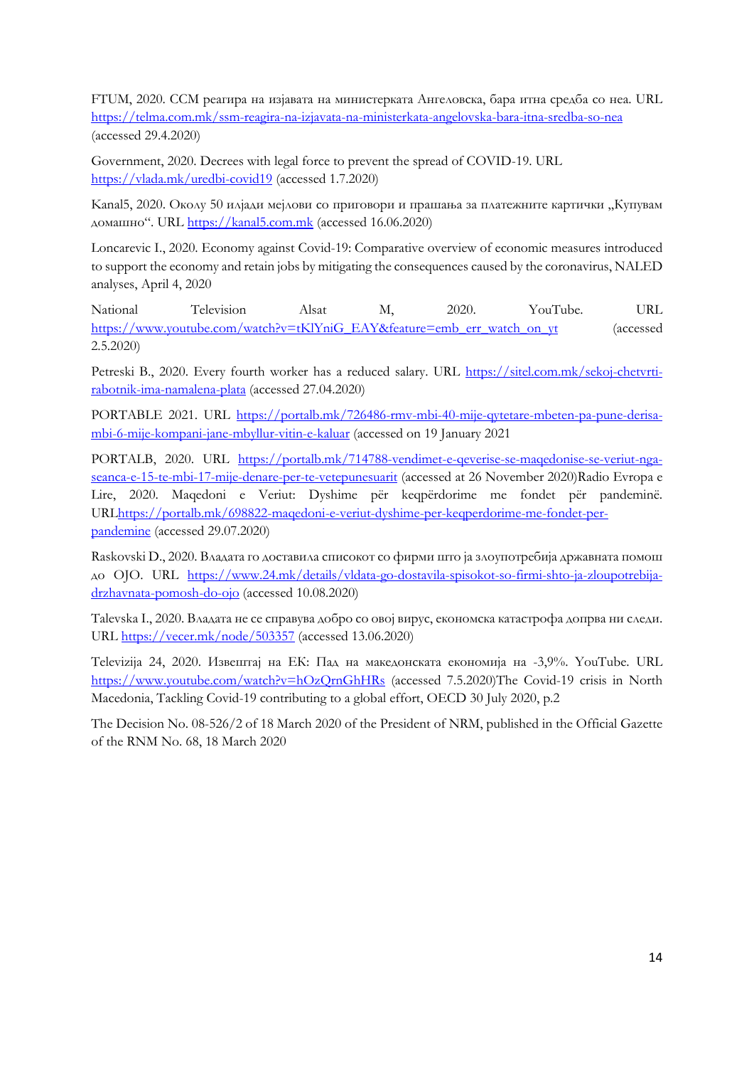FTUM, 2020. ССМ реагира на изјавата на министерката Ангеловска, бара итна средба со неа. URL https://telma.com.mk/ssm-reagira-na-izjavata-na-ministerkata-angelovska-bara-itna-sredba-so-nea (accessed 29.4.2020)

Government, 2020. Decrees with legal force to prevent the spread of COVID-19. URL https://vlada.mk/uredbi-covid19 (accessed 1.7.2020)

Kanal5, 2020. Околу 50 илјади мејлови со приговори и прашања за платежните картички „Купувам домашно". URL https://kanal5.com.mk (accessed 16.06.2020)

Loncarevic I., 2020. Economy against Covid-19: Comparative overview of economic measures introduced to support the economy and retain jobs by mitigating the consequences caused by the coronavirus, NALED analyses, April 4, 2020

National Television Alsat M, 2020. YouTube. URL https://www.youtube.com/watch?v=tKlYniG_EAY&feature=emb_err_watch_on_yt (accessed 2.5.2020)

Petreski B., 2020. Every fourth worker has a reduced salary. URL https://sitel.com.mk/sekoj-chetvrti-rabotnik-ima-namalena-plata (accessed 27.04.2020)

PORTABLE 2021. URL https://portalb.mk/726486-rmv-mbi-40-mije-qytetare-mbeten-pa-pune-derisa-mbi-6-mije-kompani-jane-mbyllur-vitin-e-kaluar (accessed on 19 January 2021

PORTALB, 2020. URL https://portalb.mk/714788-vendimet-e-qeverise-se-maqedonise-se-veriut-nga-seanca-e-15-te-mbi-17-mije-denare-per-te-vetepunesuarit (accessed at 26 November 2020)Radio Evropa e Lire, 2020. Maqedoni e Veriut: Dyshime për keqpërdorime me fondet për pandeminë. URLhttps://portalb.mk/698822-maqedoni-e-veriut-dyshime-per-keqperdorime-me-fondet-per-pandemine (accessed 29.07.2020)

Raskovski D., 2020. Владата го доставила списокот со фирми што ја злоупотребија државната помош до ОЈО. URL https://www.24.mk/details/vldata-go-dostavila-spisokot-so-firmi-shto-ja-zloupotrebija-drzhavnata-pomosh-do-ojo (accessed 10.08.2020)

Talevska I., 2020. Владата не се справува добро со овој вирус, економска катастрофа допрва ни следи. URL https://vecer.mk/node/503357 (accessed 13.06.2020)

Televizija 24, 2020. Извештај на ЕК: Пад на македонската економија на -3,9%. YouTube. URL https://www.youtube.com/watch?v=hOzQrnGhHRs (accessed 7.5.2020)The Covid-19 crisis in North Macedonia, Tackling Covid-19 contributing to a global effort, OECD 30 July 2020, p.2

The Decision No. 08-526/2 of 18 March 2020 of the President of NRM, published in the Official Gazette of the RNM No. 68, 18 March 2020